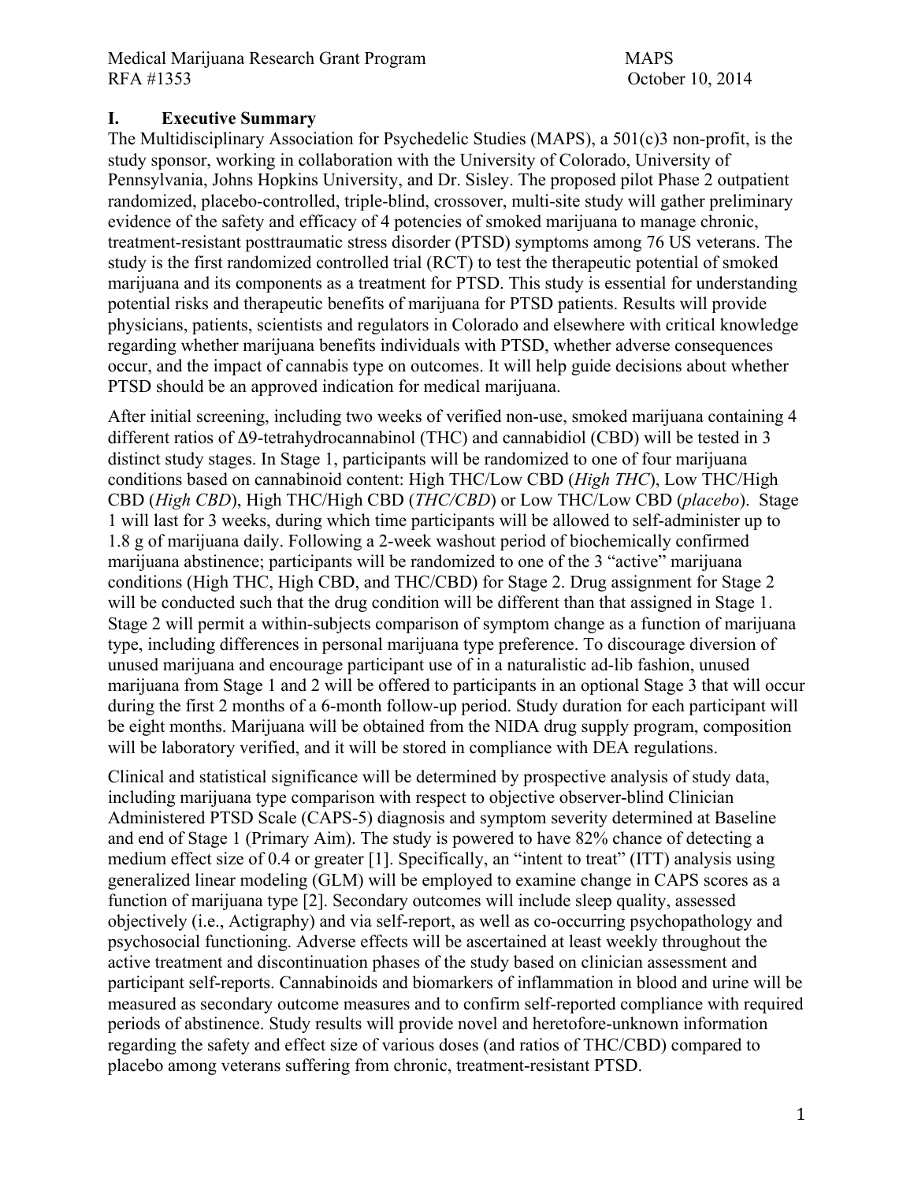## I. Executive Summary

The Multidisciplinary Association for Psychedelic Studies (MAPS), a 501(c)3 non-profit, is the study sponsor, working in collaboration with the University of Colorado, University of Pennsylvania, Johns Hopkins University, and Dr. Sisley. The proposed pilot Phase 2 outpatient randomized, placebo-controlled, triple-blind, crossover, multi-site study will gather preliminary evidence of the safety and efficacy of 4 potencies of smoked marijuana to manage chronic, treatment-resistant posttraumatic stress disorder (PTSD) symptoms among 76 US veterans. The study is the first randomized controlled trial (RCT) to test the therapeutic potential of smoked marijuana and its components as a treatment for PTSD. This study is essential for understanding potential risks and therapeutic benefits of marijuana for PTSD patients. Results will provide physicians, patients, scientists and regulators in Colorado and elsewhere with critical knowledge regarding whether marijuana benefits individuals with PTSD, whether adverse consequences occur, and the impact of cannabis type on outcomes. It will help guide decisions about whether PTSD should be an approved indication for medical marijuana.

After initial screening, including two weeks of verified non-use, smoked marijuana containing 4 different ratios of Δ9-tetrahydrocannabinol (THC) and cannabidiol (CBD) will be tested in 3 distinct study stages. In Stage 1, participants will be randomized to one of four marijuana conditions based on cannabinoid content: High THC/Low CBD (*High THC*), Low THC/High CBD (*High CBD*), High THC/High CBD (*THC/CBD*) or Low THC/Low CBD (*placebo*). Stage 1 will last for 3 weeks, during which time participants will be allowed to self-administer up to 1.8 g of marijuana daily. Following a 2-week washout period of biochemically confirmed marijuana abstinence; participants will be randomized to one of the 3 "active" marijuana conditions (High THC, High CBD, and THC/CBD) for Stage 2. Drug assignment for Stage 2 will be conducted such that the drug condition will be different than that assigned in Stage 1. Stage 2 will permit a within-subjects comparison of symptom change as a function of marijuana type, including differences in personal marijuana type preference. To discourage diversion of unused marijuana and encourage participant use of in a naturalistic ad-lib fashion, unused marijuana from Stage 1 and 2 will be offered to participants in an optional Stage 3 that will occur during the first 2 months of a 6-month follow-up period. Study duration for each participant will be eight months. Marijuana will be obtained from the NIDA drug supply program, composition will be laboratory verified, and it will be stored in compliance with DEA regulations.

Clinical and statistical significance will be determined by prospective analysis of study data, including marijuana type comparison with respect to objective observer-blind Clinician Administered PTSD Scale (CAPS-5) diagnosis and symptom severity determined at Baseline and end of Stage 1 (Primary Aim). The study is powered to have 82% chance of detecting a medium effect size of 0.4 or greater [1]. Specifically, an "intent to treat" (ITT) analysis using generalized linear modeling (GLM) will be employed to examine change in CAPS scores as a function of marijuana type [2]. Secondary outcomes will include sleep quality, assessed objectively (i.e., Actigraphy) and via self-report, as well as co-occurring psychopathology and psychosocial functioning. Adverse effects will be ascertained at least weekly throughout the active treatment and discontinuation phases of the study based on clinician assessment and participant self-reports. Cannabinoids and biomarkers of inflammation in blood and urine will be measured as secondary outcome measures and to confirm self-reported compliance with required periods of abstinence. Study results will provide novel and heretofore-unknown information regarding the safety and effect size of various doses (and ratios of THC/CBD) compared to placebo among veterans suffering from chronic, treatment-resistant PTSD.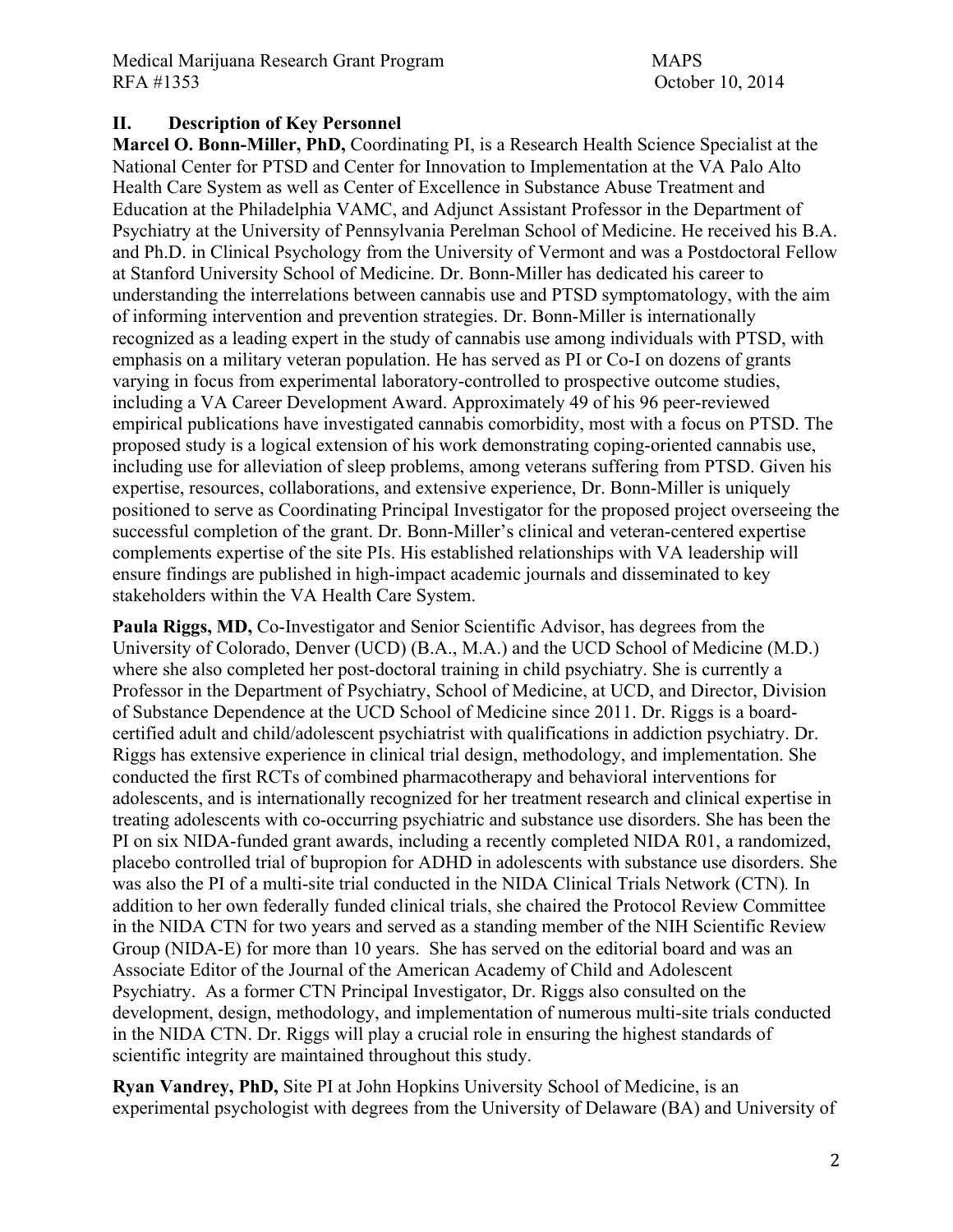## II. Description of Key Personnel

**Marcel O. Bonn-Miller, PhD,** Coordinating PI, is a Research Health Science Specialist at the National Center for PTSD and Center for Innovation to Implementation at the VA Palo Alto Health Care System as well as Center of Excellence in Substance Abuse Treatment and Education at the Philadelphia VAMC, and Adjunct Assistant Professor in the Department of Psychiatry at the University of Pennsylvania Perelman School of Medicine. He received his B.A. and Ph.D. in Clinical Psychology from the University of Vermont and was a Postdoctoral Fellow at Stanford University School of Medicine. Dr. Bonn-Miller has dedicated his career to understanding the interrelations between cannabis use and PTSD symptomatology, with the aim of informing intervention and prevention strategies. Dr. Bonn-Miller is internationally recognized as a leading expert in the study of cannabis use among individuals with PTSD, with emphasis on a military veteran population. He has served as PI or Co-I on dozens of grants varying in focus from experimental laboratory-controlled to prospective outcome studies, including a VA Career Development Award. Approximately 49 of his 96 peer-reviewed empirical publications have investigated cannabis comorbidity, most with a focus on PTSD. The proposed study is a logical extension of his work demonstrating coping-oriented cannabis use, including use for alleviation of sleep problems, among veterans suffering from PTSD. Given his expertise, resources, collaborations, and extensive experience, Dr. Bonn-Miller is uniquely positioned to serve as Coordinating Principal Investigator for the proposed project overseeing the successful completion of the grant. Dr. Bonn-Miller's clinical and veteran-centered expertise complements expertise of the site PIs. His established relationships with VA leadership will ensure findings are published in high-impact academic journals and disseminated to key stakeholders within the VA Health Care System.

**Paula Riggs, MD,** Co-Investigator and Senior Scientific Advisor, has degrees from the University of Colorado, Denver (UCD) (B.A., M.A.) and the UCD School of Medicine (M.D.) where she also completed her post-doctoral training in child psychiatry. She is currently a Professor in the Department of Psychiatry, School of Medicine, at UCD, and Director, Division of Substance Dependence at the UCD School of Medicine since 2011. Dr. Riggs is a board-certified adult and child/adolescent psychiatrist with qualifications in addiction psychiatry. Dr. Riggs has extensive experience in clinical trial design, methodology, and implementation. She conducted the first RCTs of combined pharmacotherapy and behavioral interventions for adolescents, and is internationally recognized for her treatment research and clinical expertise in treating adolescents with co-occurring psychiatric and substance use disorders. She has been the PI on six NIDA-funded grant awards, including a recently completed NIDA R01, a randomized, placebo controlled trial of bupropion for ADHD in adolescents with substance use disorders. She was also the PI of a multi-site trial conducted in the NIDA Clinical Trials Network (CTN). In addition to her own federally funded clinical trials, she chaired the Protocol Review Committee in the NIDA CTN for two years and served as a standing member of the NIH Scientific Review Group (NIDA-E) for more than 10 years. She has served on the editorial board and was an Associate Editor of the Journal of the American Academy of Child and Adolescent Psychiatry. As a former CTN Principal Investigator, Dr. Riggs also consulted on the development, design, methodology, and implementation of numerous multi-site trials conducted in the NIDA CTN. Dr. Riggs will play a crucial role in ensuring the highest standards of scientific integrity are maintained throughout this study.

**Ryan Vandrey, PhD,** Site PI at John Hopkins University School of Medicine, is an experimental psychologist with degrees from the University of Delaware (BA) and University of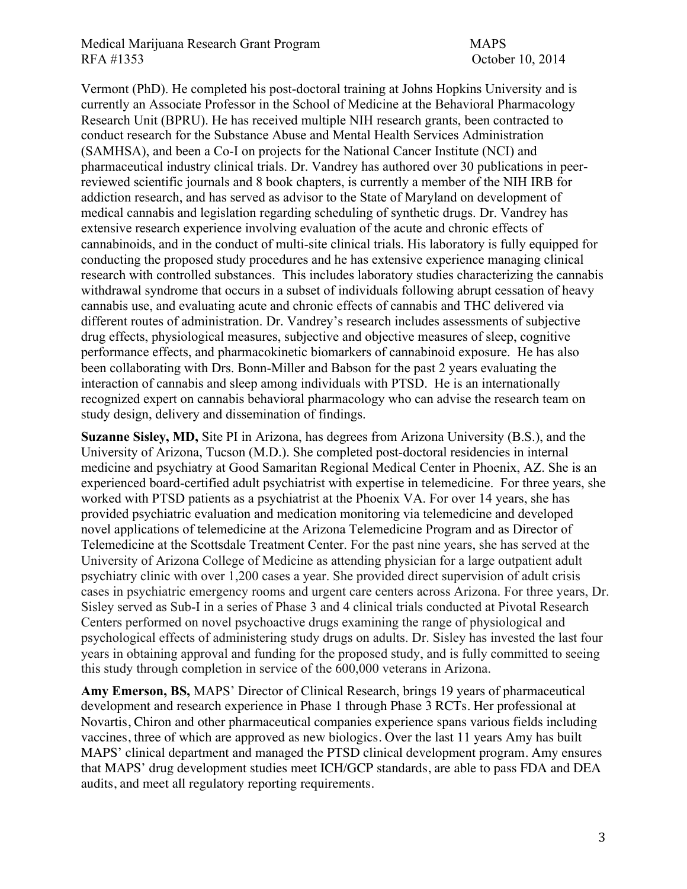Vermont (PhD). He completed his post-doctoral training at Johns Hopkins University and is currently an Associate Professor in the School of Medicine at the Behavioral Pharmacology Research Unit (BPRU). He has received multiple NIH research grants, been contracted to conduct research for the Substance Abuse and Mental Health Services Administration (SAMHSA), and been a Co-I on projects for the National Cancer Institute (NCI) and pharmaceutical industry clinical trials. Dr. Vandrey has authored over 30 publications in peer-reviewed scientific journals and 8 book chapters, is currently a member of the NIH IRB for addiction research, and has served as advisor to the State of Maryland on development of medical cannabis and legislation regarding scheduling of synthetic drugs. Dr. Vandrey has extensive research experience involving evaluation of the acute and chronic effects of cannabinoids, and in the conduct of multi-site clinical trials. His laboratory is fully equipped for conducting the proposed study procedures and he has extensive experience managing clinical research with controlled substances. This includes laboratory studies characterizing the cannabis withdrawal syndrome that occurs in a subset of individuals following abrupt cessation of heavy cannabis use, and evaluating acute and chronic effects of cannabis and THC delivered via different routes of administration. Dr. Vandrey's research includes assessments of subjective drug effects, physiological measures, subjective and objective measures of sleep, cognitive performance effects, and pharmacokinetic biomarkers of cannabinoid exposure. He has also been collaborating with Drs. Bonn-Miller and Babson for the past 2 years evaluating the interaction of cannabis and sleep among individuals with PTSD. He is an internationally recognized expert on cannabis behavioral pharmacology who can advise the research team on study design, delivery and dissemination of findings.

**Suzanne Sisley, MD,** Site PI in Arizona, has degrees from Arizona University (B.S.), and the University of Arizona, Tucson (M.D.). She completed post-doctoral residencies in internal medicine and psychiatry at Good Samaritan Regional Medical Center in Phoenix, AZ. She is an experienced board-certified adult psychiatrist with expertise in telemedicine. For three years, she worked with PTSD patients as a psychiatrist at the Phoenix VA. For over 14 years, she has provided psychiatric evaluation and medication monitoring via telemedicine and developed novel applications of telemedicine at the Arizona Telemedicine Program and as Director of Telemedicine at the Scottsdale Treatment Center. For the past nine years, she has served at the University of Arizona College of Medicine as attending physician for a large outpatient adult psychiatry clinic with over 1,200 cases a year. She provided direct supervision of adult crisis cases in psychiatric emergency rooms and urgent care centers across Arizona. For three years, Dr. Sisley served as Sub-I in a series of Phase 3 and 4 clinical trials conducted at Pivotal Research Centers performed on novel psychoactive drugs examining the range of physiological and psychological effects of administering study drugs on adults. Dr. Sisley has invested the last four years in obtaining approval and funding for the proposed study, and is fully committed to seeing this study through completion in service of the 600,000 veterans in Arizona.

**Amy Emerson, BS,** MAPS' Director of Clinical Research, brings 19 years of pharmaceutical development and research experience in Phase 1 through Phase 3 RCTs. Her professional at Novartis, Chiron and other pharmaceutical companies experience spans various fields including vaccines, three of which are approved as new biologics. Over the last 11 years Amy has built MAPS' clinical department and managed the PTSD clinical development program. Amy ensures that MAPS' drug development studies meet ICH/GCP standards, are able to pass FDA and DEA audits, and meet all regulatory reporting requirements.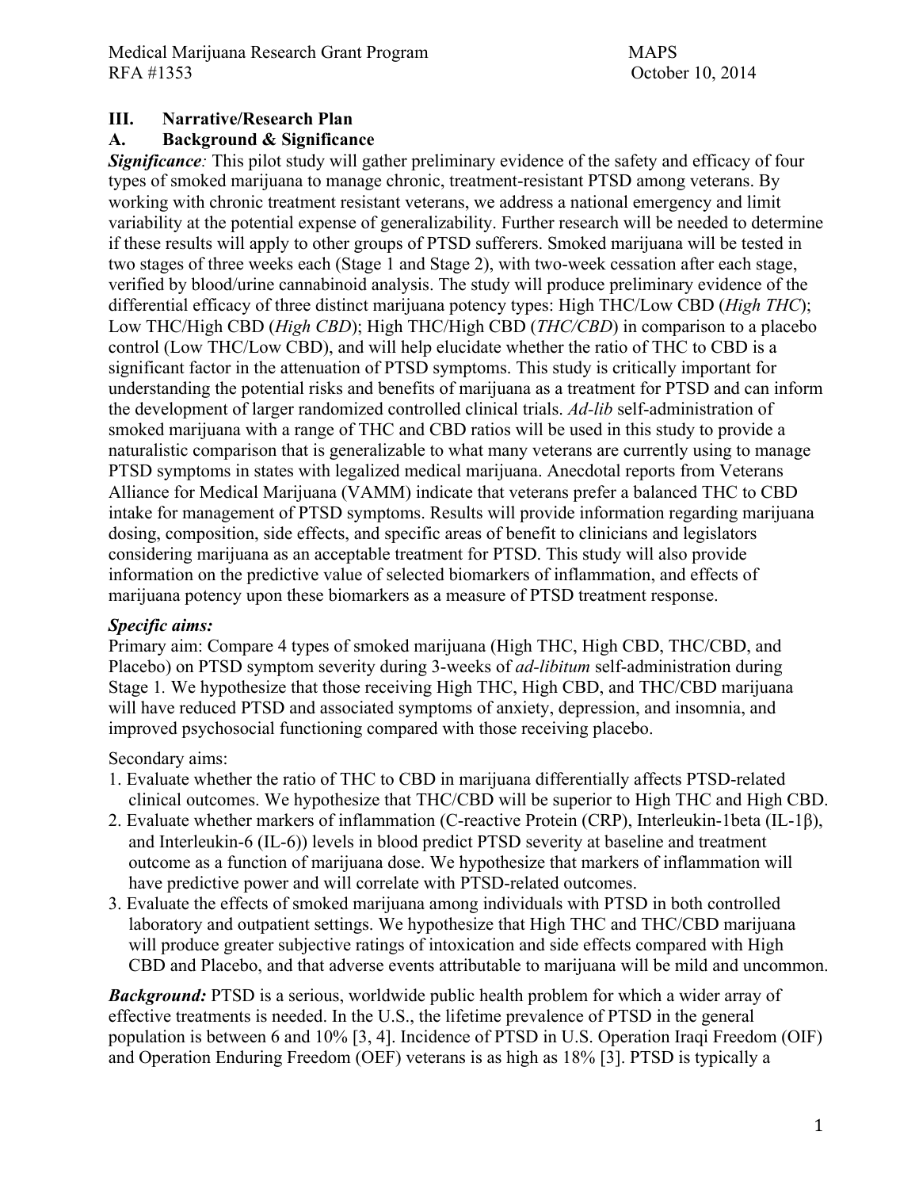## III. Narrative/Research Plan

### A. Background & Significance

***Significance**:* This pilot study will gather preliminary evidence of the safety and efficacy of four types of smoked marijuana to manage chronic, treatment-resistant PTSD among veterans. By working with chronic treatment resistant veterans, we address a national emergency and limit variability at the potential expense of generalizability. Further research will be needed to determine if these results will apply to other groups of PTSD sufferers. Smoked marijuana will be tested in two stages of three weeks each (Stage 1 and Stage 2), with two-week cessation after each stage, verified by blood/urine cannabinoid analysis. The study will produce preliminary evidence of the differential efficacy of three distinct marijuana potency types: High THC/Low CBD (*High THC*); Low THC/High CBD (*High CBD*); High THC/High CBD (*THC/CBD*) in comparison to a placebo control (Low THC/Low CBD), and will help elucidate whether the ratio of THC to CBD is a significant factor in the attenuation of PTSD symptoms. This study is critically important for understanding the potential risks and benefits of marijuana as a treatment for PTSD and can inform the development of larger randomized controlled clinical trials. *Ad-lib* self-administration of smoked marijuana with a range of THC and CBD ratios will be used in this study to provide a naturalistic comparison that is generalizable to what many veterans are currently using to manage PTSD symptoms in states with legalized medical marijuana. Anecdotal reports from Veterans Alliance for Medical Marijuana (VAMM) indicate that veterans prefer a balanced THC to CBD intake for management of PTSD symptoms. Results will provide information regarding marijuana dosing, composition, side effects, and specific areas of benefit to clinicians and legislators considering marijuana as an acceptable treatment for PTSD. This study will also provide information on the predictive value of selected biomarkers of inflammation, and effects of marijuana potency upon these biomarkers as a measure of PTSD treatment response.

***Specific aims:***

Primary aim: Compare 4 types of smoked marijuana (High THC, High CBD, THC/CBD, and Placebo) on PTSD symptom severity during 3-weeks of *ad-libitum* self-administration during Stage 1. We hypothesize that those receiving High THC, High CBD, and THC/CBD marijuana will have reduced PTSD and associated symptoms of anxiety, depression, and insomnia, and improved psychosocial functioning compared with those receiving placebo.

Secondary aims:

1. Evaluate whether the ratio of THC to CBD in marijuana differentially affects PTSD-related clinical outcomes. We hypothesize that THC/CBD will be superior to High THC and High CBD.
2. Evaluate whether markers of inflammation (C-reactive Protein (CRP), Interleukin-1beta (IL-1β), and Interleukin-6 (IL-6)) levels in blood predict PTSD severity at baseline and treatment outcome as a function of marijuana dose. We hypothesize that markers of inflammation will have predictive power and will correlate with PTSD-related outcomes.
3. Evaluate the effects of smoked marijuana among individuals with PTSD in both controlled laboratory and outpatient settings. We hypothesize that High THC and THC/CBD marijuana will produce greater subjective ratings of intoxication and side effects compared with High CBD and Placebo, and that adverse events attributable to marijuana will be mild and uncommon.

***Background:*** PTSD is a serious, worldwide public health problem for which a wider array of effective treatments is needed. In the U.S., the lifetime prevalence of PTSD in the general population is between 6 and 10% [3, 4]. Incidence of PTSD in U.S. Operation Iraqi Freedom (OIF) and Operation Enduring Freedom (OEF) veterans is as high as 18% [3]. PTSD is typically a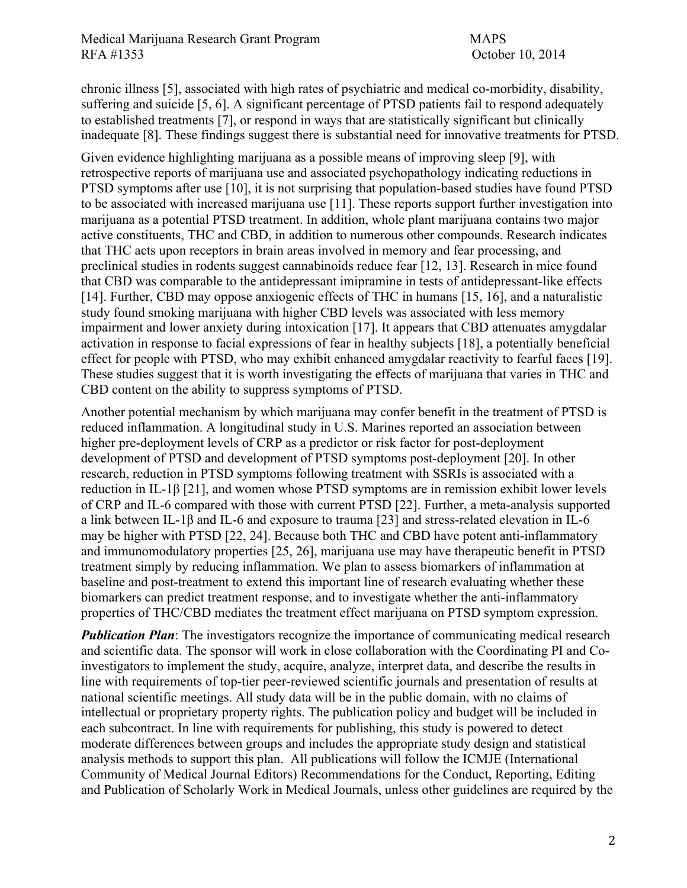chronic illness [5], associated with high rates of psychiatric and medical co-morbidity, disability, suffering and suicide [5, 6]. A significant percentage of PTSD patients fail to respond adequately to established treatments [7], or respond in ways that are statistically significant but clinically inadequate [8]. These findings suggest there is substantial need for innovative treatments for PTSD.

Given evidence highlighting marijuana as a possible means of improving sleep [9], with retrospective reports of marijuana use and associated psychopathology indicating reductions in PTSD symptoms after use [10], it is not surprising that population-based studies have found PTSD to be associated with increased marijuana use [11]. These reports support further investigation into marijuana as a potential PTSD treatment. In addition, whole plant marijuana contains two major active constituents, THC and CBD, in addition to numerous other compounds. Research indicates that THC acts upon receptors in brain areas involved in memory and fear processing, and preclinical studies in rodents suggest cannabinoids reduce fear [12, 13]. Research in mice found that CBD was comparable to the antidepressant imipramine in tests of antidepressant-like effects [14]. Further, CBD may oppose anxiogenic effects of THC in humans [15, 16], and a naturalistic study found smoking marijuana with higher CBD levels was associated with less memory impairment and lower anxiety during intoxication [17]. It appears that CBD attenuates amygdalar activation in response to facial expressions of fear in healthy subjects [18], a potentially beneficial effect for people with PTSD, who may exhibit enhanced amygdalar reactivity to fearful faces [19]. These studies suggest that it is worth investigating the effects of marijuana that varies in THC and CBD content on the ability to suppress symptoms of PTSD.

Another potential mechanism by which marijuana may confer benefit in the treatment of PTSD is reduced inflammation. A longitudinal study in U.S. Marines reported an association between higher pre-deployment levels of CRP as a predictor or risk factor for post-deployment development of PTSD and development of PTSD symptoms post-deployment [20]. In other research, reduction in PTSD symptoms following treatment with SSRIs is associated with a reduction in IL-1β [21], and women whose PTSD symptoms are in remission exhibit lower levels of CRP and IL-6 compared with those with current PTSD [22]. Further, a meta-analysis supported a link between IL-1β and IL-6 and exposure to trauma [23] and stress-related elevation in IL-6 may be higher with PTSD [22, 24]. Because both THC and CBD have potent anti-inflammatory and immunomodulatory properties [25, 26], marijuana use may have therapeutic benefit in PTSD treatment simply by reducing inflammation. We plan to assess biomarkers of inflammation at baseline and post-treatment to extend this important line of research evaluating whether these biomarkers can predict treatment response, and to investigate whether the anti-inflammatory properties of THC/CBD mediates the treatment effect marijuana on PTSD symptom expression.

***Publication Plan***: The investigators recognize the importance of communicating medical research and scientific data. The sponsor will work in close collaboration with the Coordinating PI and Co-investigators to implement the study, acquire, analyze, interpret data, and describe the results in line with requirements of top-tier peer-reviewed scientific journals and presentation of results at national scientific meetings. All study data will be in the public domain, with no claims of intellectual or proprietary property rights. The publication policy and budget will be included in each subcontract. In line with requirements for publishing, this study is powered to detect moderate differences between groups and includes the appropriate study design and statistical analysis methods to support this plan. All publications will follow the ICMJE (International Community of Medical Journal Editors) Recommendations for the Conduct, Reporting, Editing and Publication of Scholarly Work in Medical Journals, unless other guidelines are required by the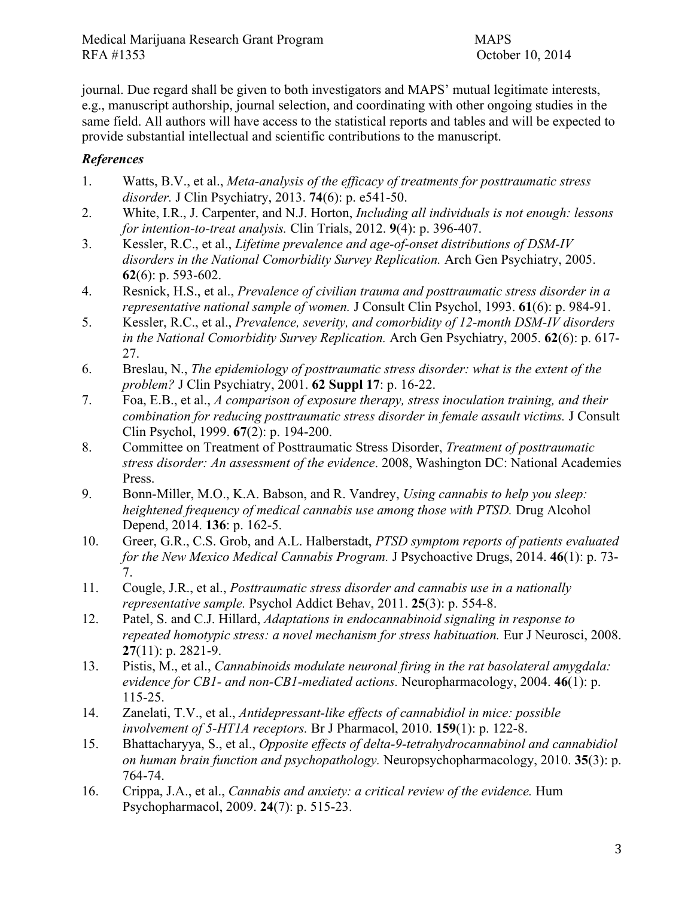journal. Due regard shall be given to both investigators and MAPS' mutual legitimate interests, e.g., manuscript authorship, journal selection, and coordinating with other ongoing studies in the same field. All authors will have access to the statistical reports and tables and will be expected to provide substantial intellectual and scientific contributions to the manuscript.

### *References*

1. Watts, B.V., et al., *Meta-analysis of the efficacy of treatments for posttraumatic stress disorder.* J Clin Psychiatry, 2013. **74**(6): p. e541-50.
2. White, I.R., J. Carpenter, and N.J. Horton, *Including all individuals is not enough: lessons for intention-to-treat analysis.* Clin Trials, 2012. **9**(4): p. 396-407.
3. Kessler, R.C., et al., *Lifetime prevalence and age-of-onset distributions of DSM-IV disorders in the National Comorbidity Survey Replication.* Arch Gen Psychiatry, 2005. **62**(6): p. 593-602.
4. Resnick, H.S., et al., *Prevalence of civilian trauma and posttraumatic stress disorder in a representative national sample of women.* J Consult Clin Psychol, 1993. **61**(6): p. 984-91.
5. Kessler, R.C., et al., *Prevalence, severity, and comorbidity of 12-month DSM-IV disorders in the National Comorbidity Survey Replication.* Arch Gen Psychiatry, 2005. **62**(6): p. 617-27.
6. Breslau, N., *The epidemiology of posttraumatic stress disorder: what is the extent of the problem?* J Clin Psychiatry, 2001. **62 Suppl 17**: p. 16-22.
7. Foa, E.B., et al., *A comparison of exposure therapy, stress inoculation training, and their combination for reducing posttraumatic stress disorder in female assault victims.* J Consult Clin Psychol, 1999. **67**(2): p. 194-200.
8. Committee on Treatment of Posttraumatic Stress Disorder, *Treatment of posttraumatic stress disorder: An assessment of the evidence*. 2008, Washington DC: National Academies Press.
9. Bonn-Miller, M.O., K.A. Babson, and R. Vandrey, *Using cannabis to help you sleep: heightened frequency of medical cannabis use among those with PTSD.* Drug Alcohol Depend, 2014. **136**: p. 162-5.
10. Greer, G.R., C.S. Grob, and A.L. Halberstadt, *PTSD symptom reports of patients evaluated for the New Mexico Medical Cannabis Program.* J Psychoactive Drugs, 2014. **46**(1): p. 73-7.
11. Cougle, J.R., et al., *Posttraumatic stress disorder and cannabis use in a nationally representative sample.* Psychol Addict Behav, 2011. **25**(3): p. 554-8.
12. Patel, S. and C.J. Hillard, *Adaptations in endocannabinoid signaling in response to repeated homotypic stress: a novel mechanism for stress habituation.* Eur J Neurosci, 2008. **27**(11): p. 2821-9.
13. Pistis, M., et al., *Cannabinoids modulate neuronal firing in the rat basolateral amygdala: evidence for CB1- and non-CB1-mediated actions.* Neuropharmacology, 2004. **46**(1): p. 115-25.
14. Zanelati, T.V., et al., *Antidepressant-like effects of cannabidiol in mice: possible involvement of 5-HT1A receptors.* Br J Pharmacol, 2010. **159**(1): p. 122-8.
15. Bhattacharyya, S., et al., *Opposite effects of delta-9-tetrahydrocannabinol and cannabidiol on human brain function and psychopathology.* Neuropsychopharmacology, 2010. **35**(3): p. 764-74.
16. Crippa, J.A., et al., *Cannabis and anxiety: a critical review of the evidence.* Hum Psychopharmacol, 2009. **24**(7): p. 515-23.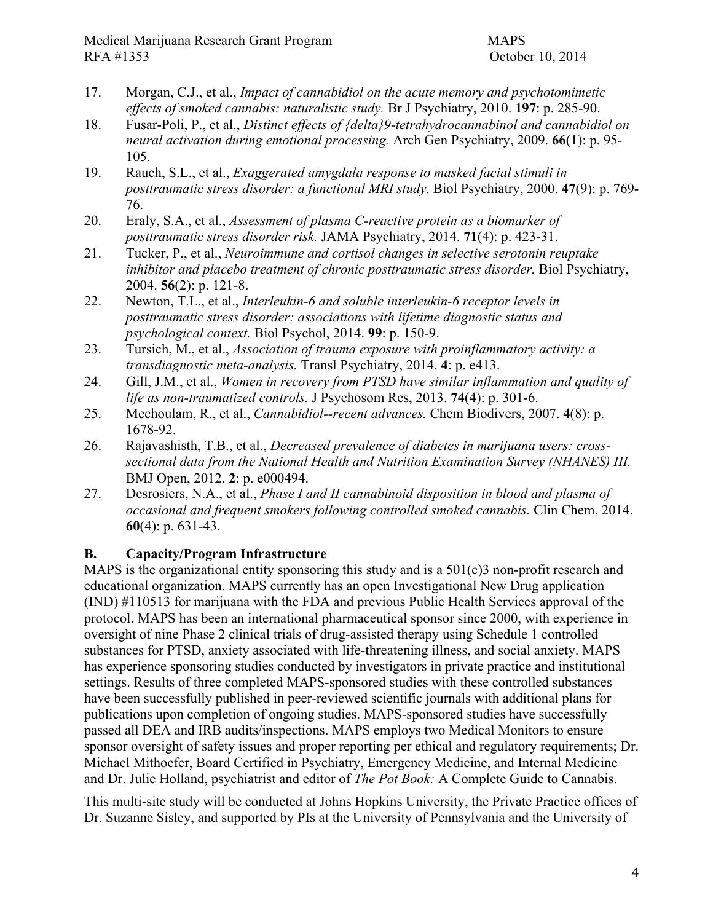17. Morgan, C.J., et al., *Impact of cannabidiol on the acute memory and psychotomimetic effects of smoked cannabis: naturalistic study.* Br J Psychiatry, 2010. **197**: p. 285-90.
18. Fusar-Poli, P., et al., *Distinct effects of {delta}9-tetrahydrocannabinol and cannabidiol on neural activation during emotional processing.* Arch Gen Psychiatry, 2009. **66**(1): p. 95-105.
19. Rauch, S.L., et al., *Exaggerated amygdala response to masked facial stimuli in posttraumatic stress disorder: a functional MRI study.* Biol Psychiatry, 2000. **47**(9): p. 769-76.
20. Eraly, S.A., et al., *Assessment of plasma C-reactive protein as a biomarker of posttraumatic stress disorder risk.* JAMA Psychiatry, 2014. **71**(4): p. 423-31.
21. Tucker, P., et al., *Neuroimmune and cortisol changes in selective serotonin reuptake inhibitor and placebo treatment of chronic posttraumatic stress disorder.* Biol Psychiatry, 2004. **56**(2): p. 121-8.
22. Newton, T.L., et al., *Interleukin-6 and soluble interleukin-6 receptor levels in posttraumatic stress disorder: associations with lifetime diagnostic status and psychological context.* Biol Psychol, 2014. **99**: p. 150-9.
23. Tursich, M., et al., *Association of trauma exposure with proinflammatory activity: a transdiagnostic meta-analysis.* Transl Psychiatry, 2014. **4**: p. e413.
24. Gill, J.M., et al., *Women in recovery from PTSD have similar inflammation and quality of life as non-traumatized controls.* J Psychosom Res, 2013. **74**(4): p. 301-6.
25. Mechoulam, R., et al., *Cannabidiol--recent advances.* Chem Biodivers, 2007. **4**(8): p. 1678-92.
26. Rajavashisth, T.B., et al., *Decreased prevalence of diabetes in marijuana users: cross-sectional data from the National Health and Nutrition Examination Survey (NHANES) III.* BMJ Open, 2012. **2**: p. e000494.
27. Desrosiers, N.A., et al., *Phase I and II cannabinoid disposition in blood and plasma of occasional and frequent smokers following controlled smoked cannabis.* Clin Chem, 2014. **60**(4): p. 631-43.

## B. Capacity/Program Infrastructure

MAPS is the organizational entity sponsoring this study and is a 501(c)3 non-profit research and educational organization. MAPS currently has an open Investigational New Drug application (IND) #110513 for marijuana with the FDA and previous Public Health Services approval of the protocol. MAPS has been an international pharmaceutical sponsor since 2000, with experience in oversight of nine Phase 2 clinical trials of drug-assisted therapy using Schedule 1 controlled substances for PTSD, anxiety associated with life-threatening illness, and social anxiety. MAPS has experience sponsoring studies conducted by investigators in private practice and institutional settings. Results of three completed MAPS-sponsored studies with these controlled substances have been successfully published in peer-reviewed scientific journals with additional plans for publications upon completion of ongoing studies. MAPS-sponsored studies have successfully passed all DEA and IRB audits/inspections. MAPS employs two Medical Monitors to ensure sponsor oversight of safety issues and proper reporting per ethical and regulatory requirements; Dr. Michael Mithoefer, Board Certified in Psychiatry, Emergency Medicine, and Internal Medicine and Dr. Julie Holland, psychiatrist and editor of *The Pot Book:* A Complete Guide to Cannabis.

This multi-site study will be conducted at Johns Hopkins University, the Private Practice offices of Dr. Suzanne Sisley, and supported by PIs at the University of Pennsylvania and the University of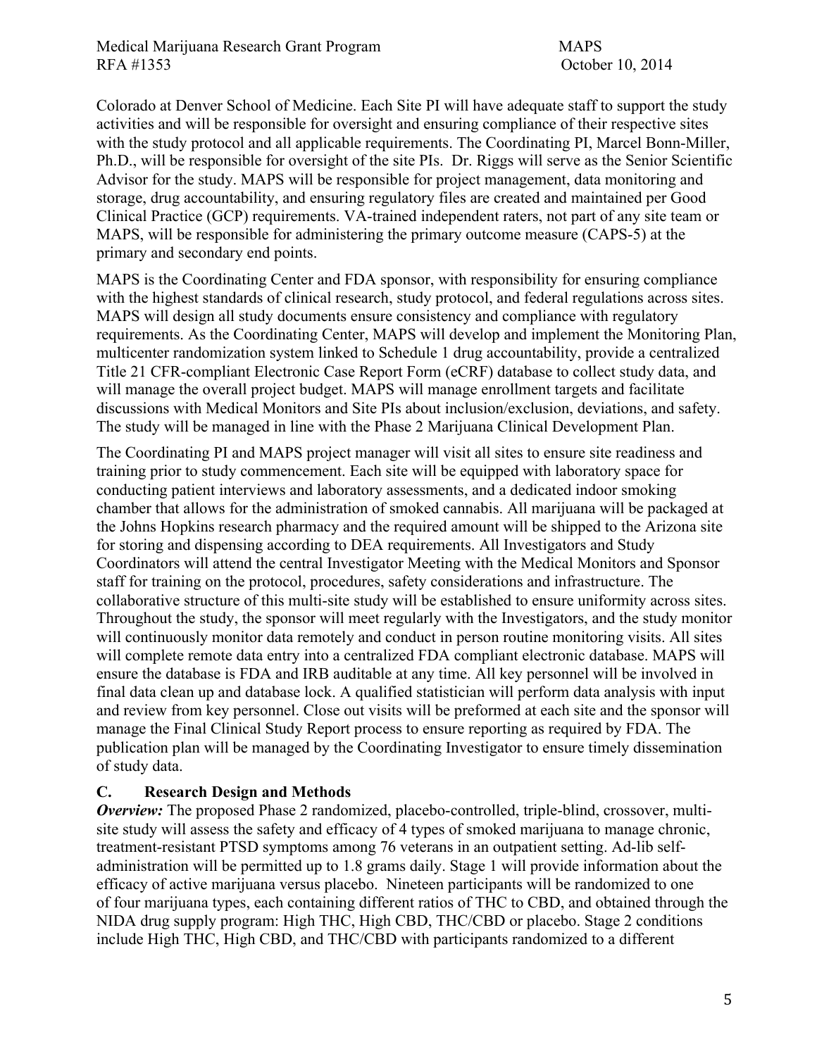Colorado at Denver School of Medicine. Each Site PI will have adequate staff to support the study activities and will be responsible for oversight and ensuring compliance of their respective sites with the study protocol and all applicable requirements. The Coordinating PI, Marcel Bonn-Miller, Ph.D., will be responsible for oversight of the site PIs. Dr. Riggs will serve as the Senior Scientific Advisor for the study. MAPS will be responsible for project management, data monitoring and storage, drug accountability, and ensuring regulatory files are created and maintained per Good Clinical Practice (GCP) requirements. VA-trained independent raters, not part of any site team or MAPS, will be responsible for administering the primary outcome measure (CAPS-5) at the primary and secondary end points.

MAPS is the Coordinating Center and FDA sponsor, with responsibility for ensuring compliance with the highest standards of clinical research, study protocol, and federal regulations across sites. MAPS will design all study documents ensure consistency and compliance with regulatory requirements. As the Coordinating Center, MAPS will develop and implement the Monitoring Plan, multicenter randomization system linked to Schedule 1 drug accountability, provide a centralized Title 21 CFR-compliant Electronic Case Report Form (eCRF) database to collect study data, and will manage the overall project budget. MAPS will manage enrollment targets and facilitate discussions with Medical Monitors and Site PIs about inclusion/exclusion, deviations, and safety. The study will be managed in line with the Phase 2 Marijuana Clinical Development Plan.

The Coordinating PI and MAPS project manager will visit all sites to ensure site readiness and training prior to study commencement. Each site will be equipped with laboratory space for conducting patient interviews and laboratory assessments, and a dedicated indoor smoking chamber that allows for the administration of smoked cannabis. All marijuana will be packaged at the Johns Hopkins research pharmacy and the required amount will be shipped to the Arizona site for storing and dispensing according to DEA requirements. All Investigators and Study Coordinators will attend the central Investigator Meeting with the Medical Monitors and Sponsor staff for training on the protocol, procedures, safety considerations and infrastructure. The collaborative structure of this multi-site study will be established to ensure uniformity across sites. Throughout the study, the sponsor will meet regularly with the Investigators, and the study monitor will continuously monitor data remotely and conduct in person routine monitoring visits. All sites will complete remote data entry into a centralized FDA compliant electronic database. MAPS will ensure the database is FDA and IRB auditable at any time. All key personnel will be involved in final data clean up and database lock. A qualified statistician will perform data analysis with input and review from key personnel. Close out visits will be preformed at each site and the sponsor will manage the Final Clinical Study Report process to ensure reporting as required by FDA. The publication plan will be managed by the Coordinating Investigator to ensure timely dissemination of study data.

## C. Research Design and Methods

***Overview:*** The proposed Phase 2 randomized, placebo-controlled, triple-blind, crossover, multi-site study will assess the safety and efficacy of 4 types of smoked marijuana to manage chronic, treatment-resistant PTSD symptoms among 76 veterans in an outpatient setting. Ad-lib self-administration will be permitted up to 1.8 grams daily. Stage 1 will provide information about the efficacy of active marijuana versus placebo. Nineteen participants will be randomized to one of four marijuana types, each containing different ratios of THC to CBD, and obtained through the NIDA drug supply program: High THC, High CBD, THC/CBD or placebo. Stage 2 conditions include High THC, High CBD, and THC/CBD with participants randomized to a different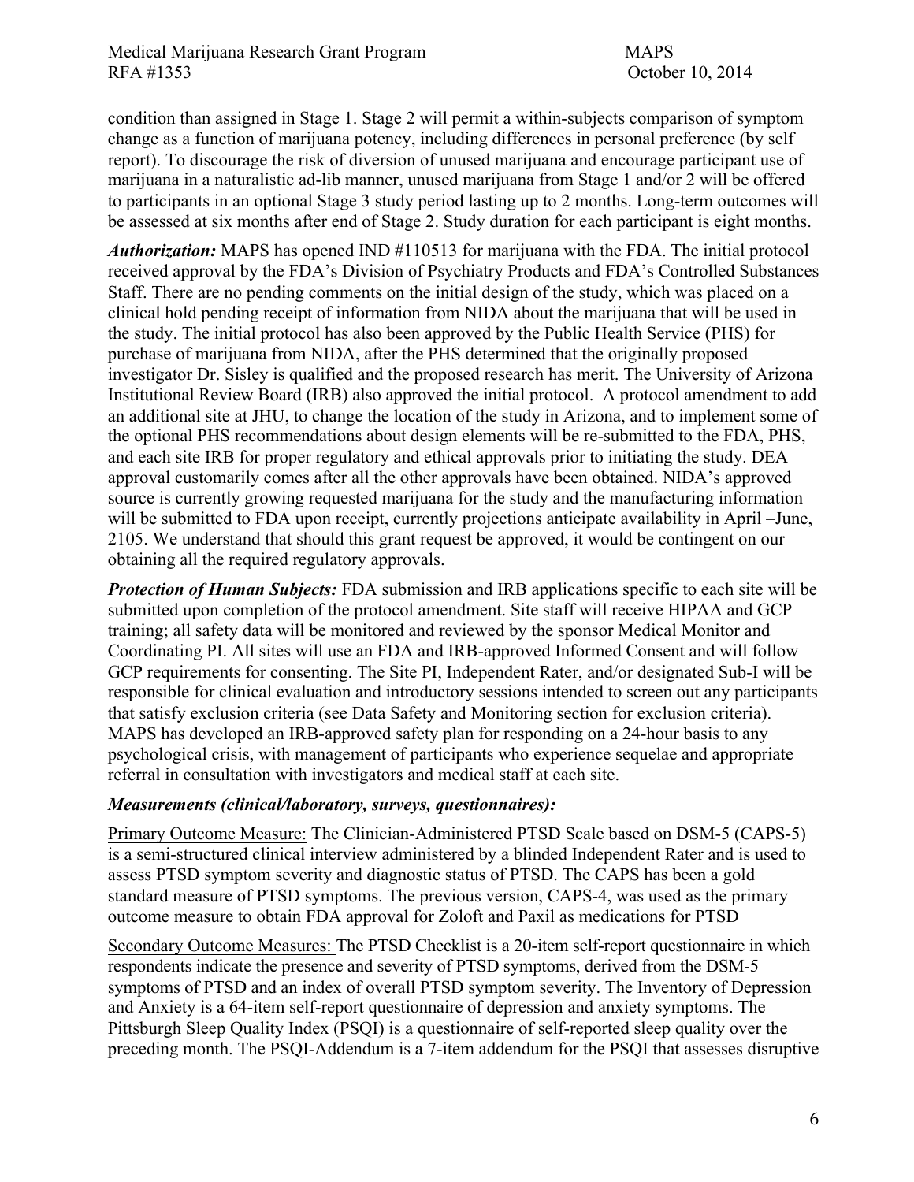condition than assigned in Stage 1. Stage 2 will permit a within-subjects comparison of symptom change as a function of marijuana potency, including differences in personal preference (by self report). To discourage the risk of diversion of unused marijuana and encourage participant use of marijuana in a naturalistic ad-lib manner, unused marijuana from Stage 1 and/or 2 will be offered to participants in an optional Stage 3 study period lasting up to 2 months. Long-term outcomes will be assessed at six months after end of Stage 2. Study duration for each participant is eight months.

***Authorization:*** MAPS has opened IND #110513 for marijuana with the FDA. The initial protocol received approval by the FDA's Division of Psychiatry Products and FDA's Controlled Substances Staff. There are no pending comments on the initial design of the study, which was placed on a clinical hold pending receipt of information from NIDA about the marijuana that will be used in the study. The initial protocol has also been approved by the Public Health Service (PHS) for purchase of marijuana from NIDA, after the PHS determined that the originally proposed investigator Dr. Sisley is qualified and the proposed research has merit. The University of Arizona Institutional Review Board (IRB) also approved the initial protocol. A protocol amendment to add an additional site at JHU, to change the location of the study in Arizona, and to implement some of the optional PHS recommendations about design elements will be re-submitted to the FDA, PHS, and each site IRB for proper regulatory and ethical approvals prior to initiating the study. DEA approval customarily comes after all the other approvals have been obtained. NIDA's approved source is currently growing requested marijuana for the study and the manufacturing information will be submitted to FDA upon receipt, currently projections anticipate availability in April –June, 2105. We understand that should this grant request be approved, it would be contingent on our obtaining all the required regulatory approvals.

***Protection of Human Subjects:*** FDA submission and IRB applications specific to each site will be submitted upon completion of the protocol amendment. Site staff will receive HIPAA and GCP training; all safety data will be monitored and reviewed by the sponsor Medical Monitor and Coordinating PI. All sites will use an FDA and IRB-approved Informed Consent and will follow GCP requirements for consenting. The Site PI, Independent Rater, and/or designated Sub-I will be responsible for clinical evaluation and introductory sessions intended to screen out any participants that satisfy exclusion criteria (see Data Safety and Monitoring section for exclusion criteria). MAPS has developed an IRB-approved safety plan for responding on a 24-hour basis to any psychological crisis, with management of participants who experience sequelae and appropriate referral in consultation with investigators and medical staff at each site.

***Measurements (clinical/laboratory, surveys, questionnaires):***

Primary Outcome Measure: The Clinician-Administered PTSD Scale based on DSM-5 (CAPS-5) is a semi-structured clinical interview administered by a blinded Independent Rater and is used to assess PTSD symptom severity and diagnostic status of PTSD. The CAPS has been a gold standard measure of PTSD symptoms. The previous version, CAPS-4, was used as the primary outcome measure to obtain FDA approval for Zoloft and Paxil as medications for PTSD

Secondary Outcome Measures: The PTSD Checklist is a 20-item self-report questionnaire in which respondents indicate the presence and severity of PTSD symptoms, derived from the DSM-5 symptoms of PTSD and an index of overall PTSD symptom severity. The Inventory of Depression and Anxiety is a 64-item self-report questionnaire of depression and anxiety symptoms. The Pittsburgh Sleep Quality Index (PSQI) is a questionnaire of self-reported sleep quality over the preceding month. The PSQI-Addendum is a 7-item addendum for the PSQI that assesses disruptive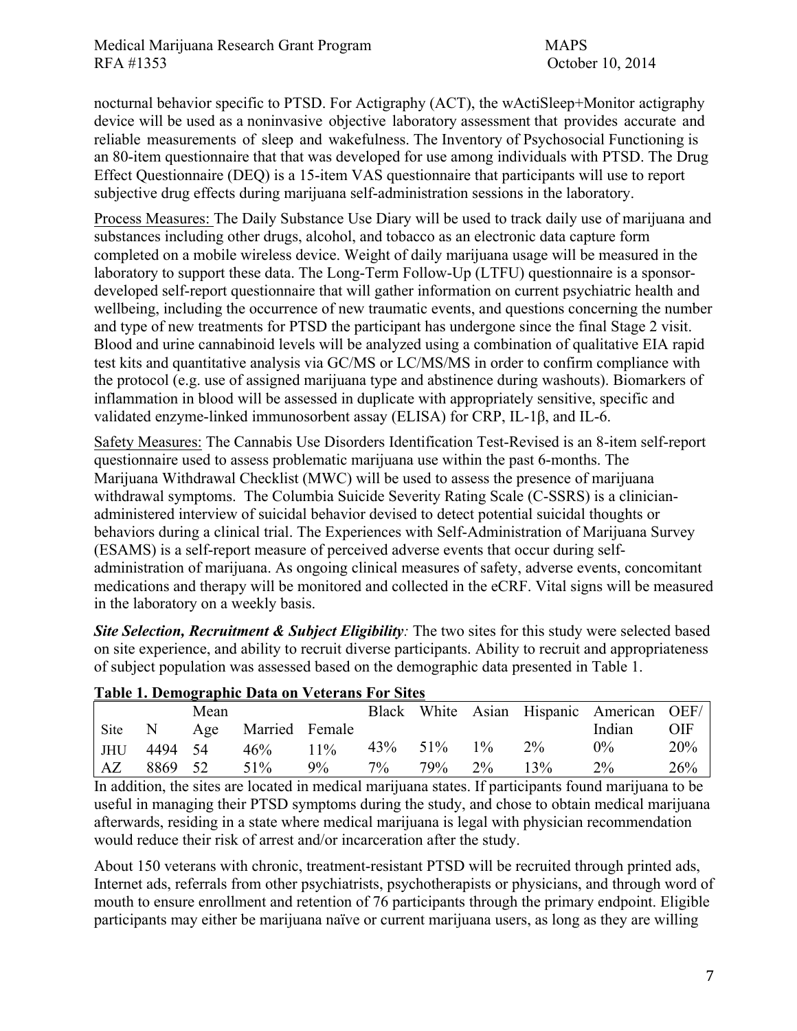nocturnal behavior specific to PTSD. For Actigraphy (ACT), the wActiSleep+Monitor actigraphy device will be used as a noninvasive objective laboratory assessment that provides accurate and reliable measurements of sleep and wakefulness. The Inventory of Psychosocial Functioning is an 80-item questionnaire that that was developed for use among individuals with PTSD. The Drug Effect Questionnaire (DEQ) is a 15-item VAS questionnaire that participants will use to report subjective drug effects during marijuana self-administration sessions in the laboratory.

<u>Process Measures:</u> The Daily Substance Use Diary will be used to track daily use of marijuana and substances including other drugs, alcohol, and tobacco as an electronic data capture form completed on a mobile wireless device. Weight of daily marijuana usage will be measured in the laboratory to support these data. The Long-Term Follow-Up (LTFU) questionnaire is a sponsor-developed self-report questionnaire that will gather information on current psychiatric health and wellbeing, including the occurrence of new traumatic events, and questions concerning the number and type of new treatments for PTSD the participant has undergone since the final Stage 2 visit. Blood and urine cannabinoid levels will be analyzed using a combination of qualitative EIA rapid test kits and quantitative analysis via GC/MS or LC/MS/MS in order to confirm compliance with the protocol (e.g. use of assigned marijuana type and abstinence during washouts). Biomarkers of inflammation in blood will be assessed in duplicate with appropriately sensitive, specific and validated enzyme-linked immunosorbent assay (ELISA) for CRP, IL-1β, and IL-6.

<u>Safety Measures:</u> The Cannabis Use Disorders Identification Test-Revised is an 8-item self-report questionnaire used to assess problematic marijuana use within the past 6-months. The Marijuana Withdrawal Checklist (MWC) will be used to assess the presence of marijuana withdrawal symptoms. The Columbia Suicide Severity Rating Scale (C-SSRS) is a clinician-administered interview of suicidal behavior devised to detect potential suicidal thoughts or behaviors during a clinical trial. The Experiences with Self-Administration of Marijuana Survey (ESAMS) is a self-report measure of perceived adverse events that occur during self-administration of marijuana. As ongoing clinical measures of safety, adverse events, concomitant medications and therapy will be monitored and collected in the eCRF. Vital signs will be measured in the laboratory on a weekly basis.

***Site Selection, Recruitment & Subject Eligibility**:* The two sites for this study were selected based on site experience, and ability to recruit diverse participants. Ability to recruit and appropriateness of subject population was assessed based on the demographic data presented in Table 1.

**Table 1. Demographic Data on Veterans For Sites**

| Site | N | Mean Age | Married | Female | Black | White | Asian | Hispanic | American Indian | OEF/OIF |
|---|---|---|---|---|---|---|---|---|---|---|
| JHU | 4494 | 54 | 46% | 11% | 43% | 51% | 1% | 2% | 0% | 20% |
| AZ | 8869 | 52 | 51% | 9% | 7% | 79% | 2% | 13% | 2% | 26% |

In addition, the sites are located in medical marijuana states. If participants found marijuana to be useful in managing their PTSD symptoms during the study, and chose to obtain medical marijuana afterwards, residing in a state where medical marijuana is legal with physician recommendation would reduce their risk of arrest and/or incarceration after the study.

About 150 veterans with chronic, treatment-resistant PTSD will be recruited through printed ads, Internet ads, referrals from other psychiatrists, psychotherapists or physicians, and through word of mouth to ensure enrollment and retention of 76 participants through the primary endpoint. Eligible participants may either be marijuana naïve or current marijuana users, as long as they are willing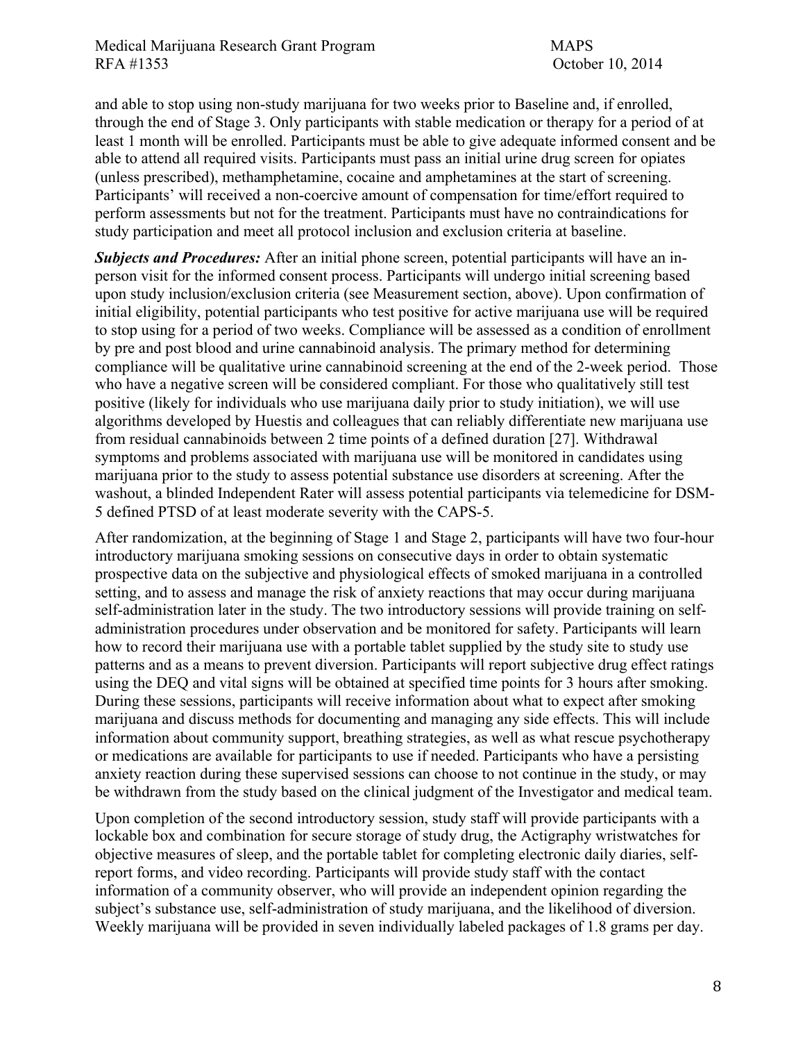and able to stop using non-study marijuana for two weeks prior to Baseline and, if enrolled, through the end of Stage 3. Only participants with stable medication or therapy for a period of at least 1 month will be enrolled. Participants must be able to give adequate informed consent and be able to attend all required visits. Participants must pass an initial urine drug screen for opiates (unless prescribed), methamphetamine, cocaine and amphetamines at the start of screening. Participants' will received a non-coercive amount of compensation for time/effort required to perform assessments but not for the treatment. Participants must have no contraindications for study participation and meet all protocol inclusion and exclusion criteria at baseline.

***Subjects and Procedures:*** After an initial phone screen, potential participants will have an in-person visit for the informed consent process. Participants will undergo initial screening based upon study inclusion/exclusion criteria (see Measurement section, above). Upon confirmation of initial eligibility, potential participants who test positive for active marijuana use will be required to stop using for a period of two weeks. Compliance will be assessed as a condition of enrollment by pre and post blood and urine cannabinoid analysis. The primary method for determining compliance will be qualitative urine cannabinoid screening at the end of the 2-week period. Those who have a negative screen will be considered compliant. For those who qualitatively still test positive (likely for individuals who use marijuana daily prior to study initiation), we will use algorithms developed by Huestis and colleagues that can reliably differentiate new marijuana use from residual cannabinoids between 2 time points of a defined duration [27]. Withdrawal symptoms and problems associated with marijuana use will be monitored in candidates using marijuana prior to the study to assess potential substance use disorders at screening. After the washout, a blinded Independent Rater will assess potential participants via telemedicine for DSM-5 defined PTSD of at least moderate severity with the CAPS-5.

After randomization, at the beginning of Stage 1 and Stage 2, participants will have two four-hour introductory marijuana smoking sessions on consecutive days in order to obtain systematic prospective data on the subjective and physiological effects of smoked marijuana in a controlled setting, and to assess and manage the risk of anxiety reactions that may occur during marijuana self-administration later in the study. The two introductory sessions will provide training on self-administration procedures under observation and be monitored for safety. Participants will learn how to record their marijuana use with a portable tablet supplied by the study site to study use patterns and as a means to prevent diversion. Participants will report subjective drug effect ratings using the DEQ and vital signs will be obtained at specified time points for 3 hours after smoking. During these sessions, participants will receive information about what to expect after smoking marijuana and discuss methods for documenting and managing any side effects. This will include information about community support, breathing strategies, as well as what rescue psychotherapy or medications are available for participants to use if needed. Participants who have a persisting anxiety reaction during these supervised sessions can choose to not continue in the study, or may be withdrawn from the study based on the clinical judgment of the Investigator and medical team.

Upon completion of the second introductory session, study staff will provide participants with a lockable box and combination for secure storage of study drug, the Actigraphy wristwatches for objective measures of sleep, and the portable tablet for completing electronic daily diaries, self-report forms, and video recording. Participants will provide study staff with the contact information of a community observer, who will provide an independent opinion regarding the subject's substance use, self-administration of study marijuana, and the likelihood of diversion. Weekly marijuana will be provided in seven individually labeled packages of 1.8 grams per day.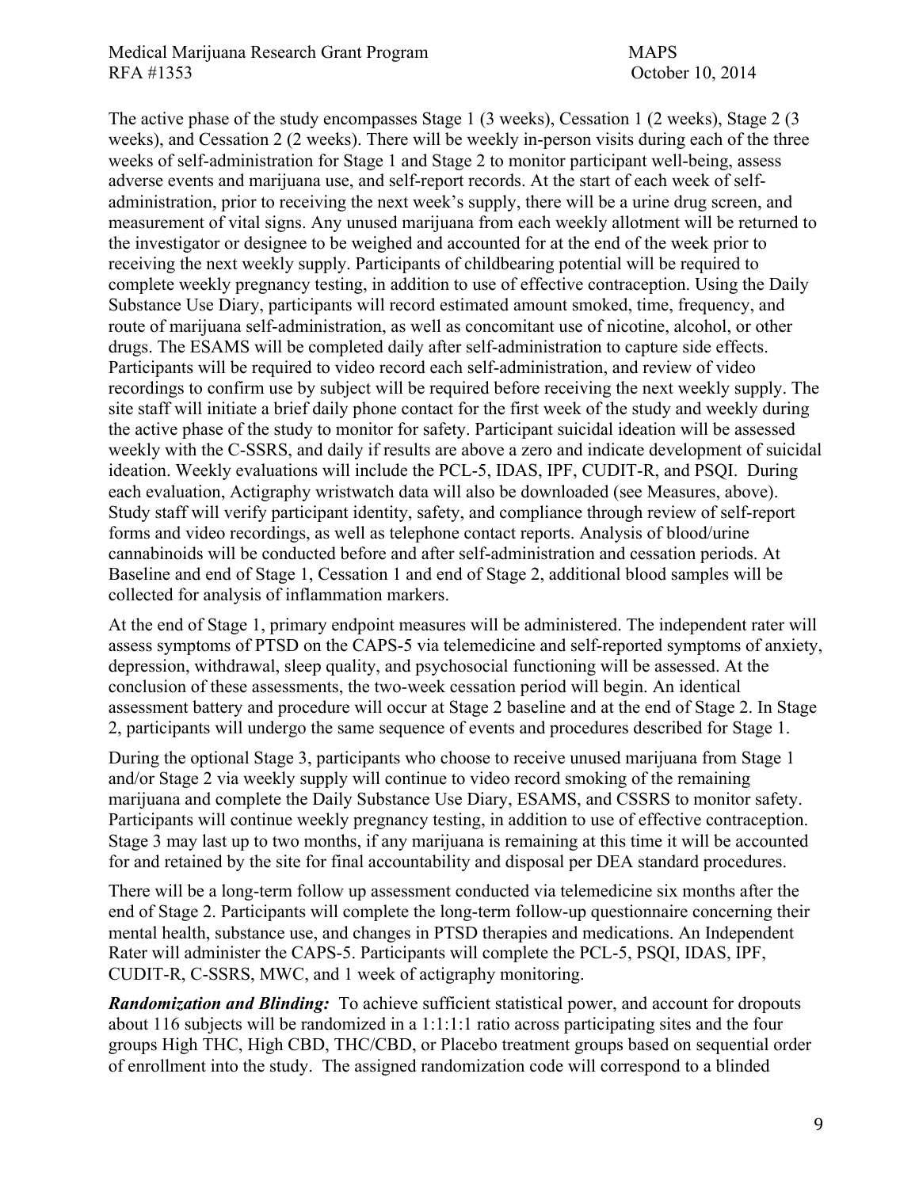The active phase of the study encompasses Stage 1 (3 weeks), Cessation 1 (2 weeks), Stage 2 (3 weeks), and Cessation 2 (2 weeks). There will be weekly in-person visits during each of the three weeks of self-administration for Stage 1 and Stage 2 to monitor participant well-being, assess adverse events and marijuana use, and self-report records. At the start of each week of self-administration, prior to receiving the next week's supply, there will be a urine drug screen, and measurement of vital signs. Any unused marijuana from each weekly allotment will be returned to the investigator or designee to be weighed and accounted for at the end of the week prior to receiving the next weekly supply. Participants of childbearing potential will be required to complete weekly pregnancy testing, in addition to use of effective contraception. Using the Daily Substance Use Diary, participants will record estimated amount smoked, time, frequency, and route of marijuana self-administration, as well as concomitant use of nicotine, alcohol, or other drugs. The ESAMS will be completed daily after self-administration to capture side effects. Participants will be required to video record each self-administration, and review of video recordings to confirm use by subject will be required before receiving the next weekly supply. The site staff will initiate a brief daily phone contact for the first week of the study and weekly during the active phase of the study to monitor for safety. Participant suicidal ideation will be assessed weekly with the C-SSRS, and daily if results are above a zero and indicate development of suicidal ideation. Weekly evaluations will include the PCL-5, IDAS, IPF, CUDIT-R, and PSQI. During each evaluation, Actigraphy wristwatch data will also be downloaded (see Measures, above). Study staff will verify participant identity, safety, and compliance through review of self-report forms and video recordings, as well as telephone contact reports. Analysis of blood/urine cannabinoids will be conducted before and after self-administration and cessation periods. At Baseline and end of Stage 1, Cessation 1 and end of Stage 2, additional blood samples will be collected for analysis of inflammation markers.

At the end of Stage 1, primary endpoint measures will be administered. The independent rater will assess symptoms of PTSD on the CAPS-5 via telemedicine and self-reported symptoms of anxiety, depression, withdrawal, sleep quality, and psychosocial functioning will be assessed. At the conclusion of these assessments, the two-week cessation period will begin. An identical assessment battery and procedure will occur at Stage 2 baseline and at the end of Stage 2. In Stage 2, participants will undergo the same sequence of events and procedures described for Stage 1.

During the optional Stage 3, participants who choose to receive unused marijuana from Stage 1 and/or Stage 2 via weekly supply will continue to video record smoking of the remaining marijuana and complete the Daily Substance Use Diary, ESAMS, and CSSRS to monitor safety. Participants will continue weekly pregnancy testing, in addition to use of effective contraception. Stage 3 may last up to two months, if any marijuana is remaining at this time it will be accounted for and retained by the site for final accountability and disposal per DEA standard procedures.

There will be a long-term follow up assessment conducted via telemedicine six months after the end of Stage 2. Participants will complete the long-term follow-up questionnaire concerning their mental health, substance use, and changes in PTSD therapies and medications. An Independent Rater will administer the CAPS-5. Participants will complete the PCL-5, PSQI, IDAS, IPF, CUDIT-R, C-SSRS, MWC, and 1 week of actigraphy monitoring.

***Randomization and Blinding:*** To achieve sufficient statistical power, and account for dropouts about 116 subjects will be randomized in a 1:1:1:1 ratio across participating sites and the four groups High THC, High CBD, THC/CBD, or Placebo treatment groups based on sequential order of enrollment into the study. The assigned randomization code will correspond to a blinded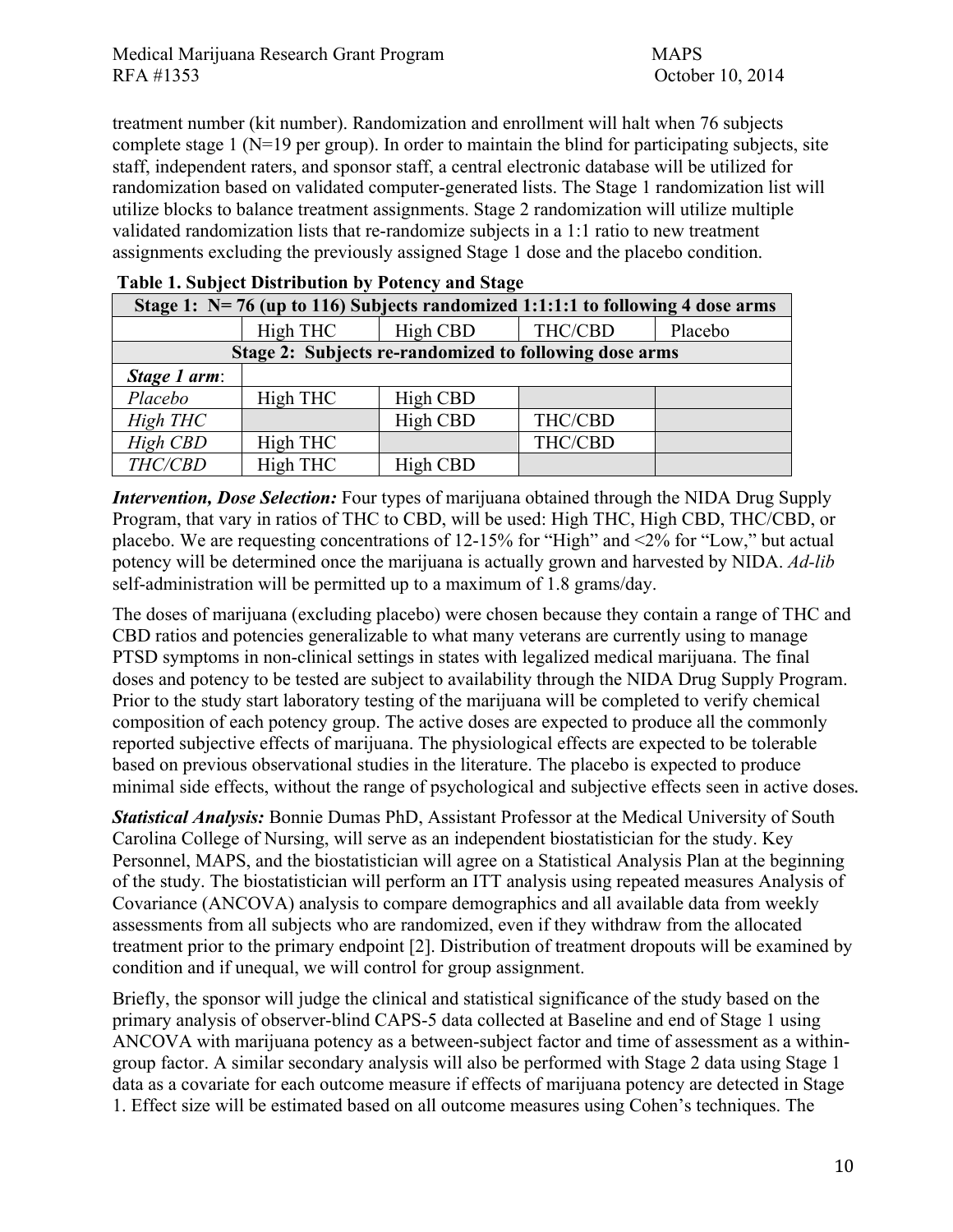treatment number (kit number). Randomization and enrollment will halt when 76 subjects complete stage 1 (N=19 per group). In order to maintain the blind for participating subjects, site staff, independent raters, and sponsor staff, a central electronic database will be utilized for randomization based on validated computer-generated lists. The Stage 1 randomization list will utilize blocks to balance treatment assignments. Stage 2 randomization will utilize multiple validated randomization lists that re-randomize subjects in a 1:1 ratio to new treatment assignments excluding the previously assigned Stage 1 dose and the placebo condition.

**Table 1. Subject Distribution by Potency and Stage**

| **Stage 1: N= 76 (up to 116) Subjects randomized 1:1:1:1 to following 4 dose arms** | | | | |
|---|---|---|---|---|
| | High THC | High CBD | THC/CBD | Placebo |
| **Stage 2: Subjects re-randomized to following dose arms** | | | | |
| ***Stage 1 arm*:** | | | | |
| *Placebo* | High THC | High CBD | | |
| *High THC* | | High CBD | THC/CBD | |
| *High CBD* | High THC | | THC/CBD | |
| *THC/CBD* | High THC | High CBD | | |

***Intervention, Dose Selection:*** Four types of marijuana obtained through the NIDA Drug Supply Program, that vary in ratios of THC to CBD, will be used: High THC, High CBD, THC/CBD, or placebo. We are requesting concentrations of 12-15% for "High" and <2% for "Low," but actual potency will be determined once the marijuana is actually grown and harvested by NIDA. *Ad-lib* self-administration will be permitted up to a maximum of 1.8 grams/day.

The doses of marijuana (excluding placebo) were chosen because they contain a range of THC and CBD ratios and potencies generalizable to what many veterans are currently using to manage PTSD symptoms in non-clinical settings in states with legalized medical marijuana. The final doses and potency to be tested are subject to availability through the NIDA Drug Supply Program. Prior to the study start laboratory testing of the marijuana will be completed to verify chemical composition of each potency group. The active doses are expected to produce all the commonly reported subjective effects of marijuana. The physiological effects are expected to be tolerable based on previous observational studies in the literature. The placebo is expected to produce minimal side effects, without the range of psychological and subjective effects seen in active doses.

***Statistical Analysis:*** Bonnie Dumas PhD, Assistant Professor at the Medical University of South Carolina College of Nursing, will serve as an independent biostatistician for the study. Key Personnel, MAPS, and the biostatistician will agree on a Statistical Analysis Plan at the beginning of the study. The biostatistician will perform an ITT analysis using repeated measures Analysis of Covariance (ANCOVA) analysis to compare demographics and all available data from weekly assessments from all subjects who are randomized, even if they withdraw from the allocated treatment prior to the primary endpoint [2]. Distribution of treatment dropouts will be examined by condition and if unequal, we will control for group assignment.

Briefly, the sponsor will judge the clinical and statistical significance of the study based on the primary analysis of observer-blind CAPS-5 data collected at Baseline and end of Stage 1 using ANCOVA with marijuana potency as a between-subject factor and time of assessment as a within-group factor. A similar secondary analysis will also be performed with Stage 2 data using Stage 1 data as a covariate for each outcome measure if effects of marijuana potency are detected in Stage 1. Effect size will be estimated based on all outcome measures using Cohen's techniques. The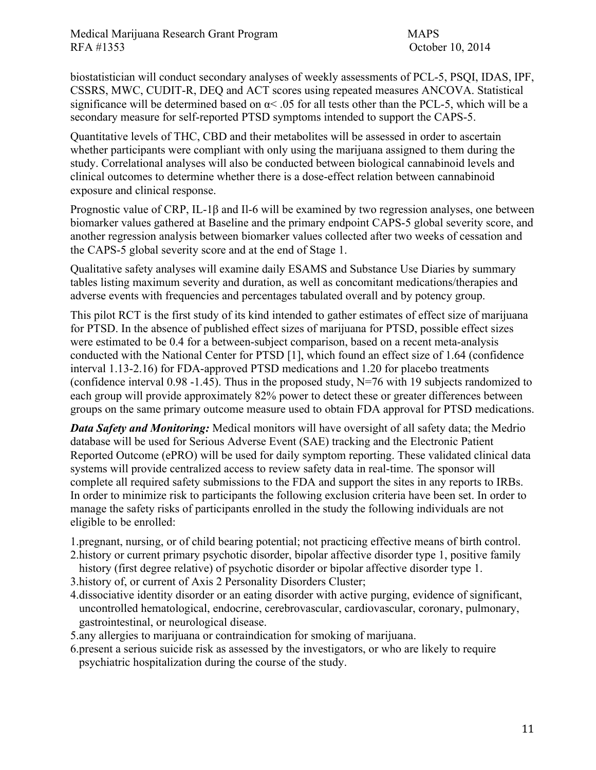biostatistician will conduct secondary analyses of weekly assessments of PCL-5, PSQI, IDAS, IPF, CSSRS, MWC, CUDIT-R, DEQ and ACT scores using repeated measures ANCOVA. Statistical significance will be determined based on $\alpha < .05$ for all tests other than the PCL-5, which will be a secondary measure for self-reported PTSD symptoms intended to support the CAPS-5.

Quantitative levels of THC, CBD and their metabolites will be assessed in order to ascertain whether participants were compliant with only using the marijuana assigned to them during the study. Correlational analyses will also be conducted between biological cannabinoid levels and clinical outcomes to determine whether there is a dose-effect relation between cannabinoid exposure and clinical response.

Prognostic value of CRP, IL-1β and Il-6 will be examined by two regression analyses, one between biomarker values gathered at Baseline and the primary endpoint CAPS-5 global severity score, and another regression analysis between biomarker values collected after two weeks of cessation and the CAPS-5 global severity score and at the end of Stage 1.

Qualitative safety analyses will examine daily ESAMS and Substance Use Diaries by summary tables listing maximum severity and duration, as well as concomitant medications/therapies and adverse events with frequencies and percentages tabulated overall and by potency group.

This pilot RCT is the first study of its kind intended to gather estimates of effect size of marijuana for PTSD. In the absence of published effect sizes of marijuana for PTSD, possible effect sizes were estimated to be 0.4 for a between-subject comparison, based on a recent meta-analysis conducted with the National Center for PTSD [1], which found an effect size of 1.64 (confidence interval 1.13-2.16) for FDA-approved PTSD medications and 1.20 for placebo treatments (confidence interval 0.98 -1.45). Thus in the proposed study, N=76 with 19 subjects randomized to each group will provide approximately 82% power to detect these or greater differences between groups on the same primary outcome measure used to obtain FDA approval for PTSD medications.

***Data Safety and Monitoring:*** Medical monitors will have oversight of all safety data; the Medrio database will be used for Serious Adverse Event (SAE) tracking and the Electronic Patient Reported Outcome (ePRO) will be used for daily symptom reporting. These validated clinical data systems will provide centralized access to review safety data in real-time. The sponsor will complete all required safety submissions to the FDA and support the sites in any reports to IRBs. In order to minimize risk to participants the following exclusion criteria have been set. In order to manage the safety risks of participants enrolled in the study the following individuals are not eligible to be enrolled:

1. pregnant, nursing, or of child bearing potential; not practicing effective means of birth control.
2. history or current primary psychotic disorder, bipolar affective disorder type 1, positive family history (first degree relative) of psychotic disorder or bipolar affective disorder type 1.
3. history of, or current of Axis 2 Personality Disorders Cluster;
4. dissociative identity disorder or an eating disorder with active purging, evidence of significant, uncontrolled hematological, endocrine, cerebrovascular, cardiovascular, coronary, pulmonary, gastrointestinal, or neurological disease.
5. any allergies to marijuana or contraindication for smoking of marijuana.
6. present a serious suicide risk as assessed by the investigators, or who are likely to require psychiatric hospitalization during the course of the study.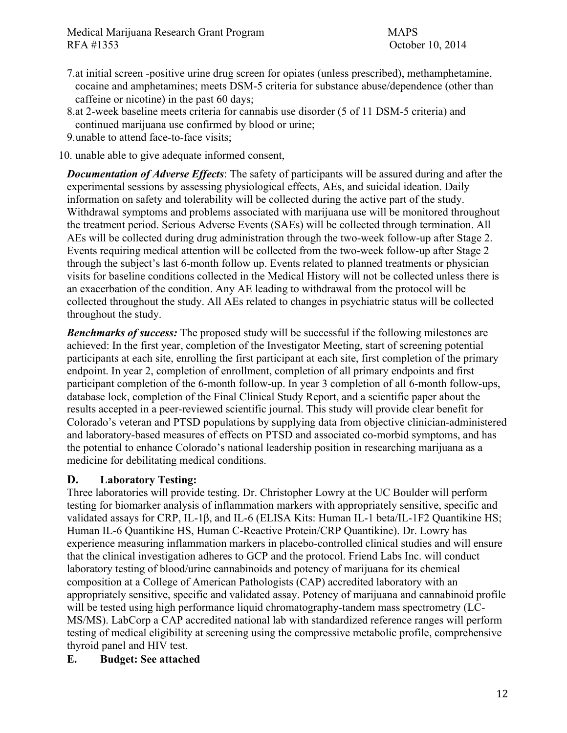7. at initial screen -positive urine drug screen for opiates (unless prescribed), methamphetamine, cocaine and amphetamines; meets DSM-5 criteria for substance abuse/dependence (other than caffeine or nicotine) in the past 60 days;
8. at 2-week baseline meets criteria for cannabis use disorder (5 of 11 DSM-5 criteria) and continued marijuana use confirmed by blood or urine;
9. unable to attend face-to-face visits;
10. unable able to give adequate informed consent,

***Documentation of Adverse Effects***: The safety of participants will be assured during and after the experimental sessions by assessing physiological effects, AEs, and suicidal ideation. Daily information on safety and tolerability will be collected during the active part of the study. Withdrawal symptoms and problems associated with marijuana use will be monitored throughout the treatment period. Serious Adverse Events (SAEs) will be collected through termination. All AEs will be collected during drug administration through the two-week follow-up after Stage 2. Events requiring medical attention will be collected from the two-week follow-up after Stage 2 through the subject's last 6-month follow up. Events related to planned treatments or physician visits for baseline conditions collected in the Medical History will not be collected unless there is an exacerbation of the condition. Any AE leading to withdrawal from the protocol will be collected throughout the study. All AEs related to changes in psychiatric status will be collected throughout the study.

***Benchmarks of success:*** The proposed study will be successful if the following milestones are achieved: In the first year, completion of the Investigator Meeting, start of screening potential participants at each site, enrolling the first participant at each site, first completion of the primary endpoint. In year 2, completion of enrollment, completion of all primary endpoints and first participant completion of the 6-month follow-up. In year 3 completion of all 6-month follow-ups, database lock, completion of the Final Clinical Study Report, and a scientific paper about the results accepted in a peer-reviewed scientific journal. This study will provide clear benefit for Colorado's veteran and PTSD populations by supplying data from objective clinician-administered and laboratory-based measures of effects on PTSD and associated co-morbid symptoms, and has the potential to enhance Colorado's national leadership position in researching marijuana as a medicine for debilitating medical conditions.

## D. Laboratory Testing:

Three laboratories will provide testing. Dr. Christopher Lowry at the UC Boulder will perform testing for biomarker analysis of inflammation markers with appropriately sensitive, specific and validated assays for CRP, IL-1β, and IL-6 (ELISA Kits: Human IL-1 beta/IL-1F2 Quantikine HS; Human IL-6 Quantikine HS, Human C-Reactive Protein/CRP Quantikine). Dr. Lowry has experience measuring inflammation markers in placebo-controlled clinical studies and will ensure that the clinical investigation adheres to GCP and the protocol. Friend Labs Inc. will conduct laboratory testing of blood/urine cannabinoids and potency of marijuana for its chemical composition at a College of American Pathologists (CAP) accredited laboratory with an appropriately sensitive, specific and validated assay. Potency of marijuana and cannabinoid profile will be tested using high performance liquid chromatography-tandem mass spectrometry (LC-MS/MS). LabCorp a CAP accredited national lab with standardized reference ranges will perform testing of medical eligibility at screening using the compressive metabolic profile, comprehensive thyroid panel and HIV test.

## E. Budget: See attached